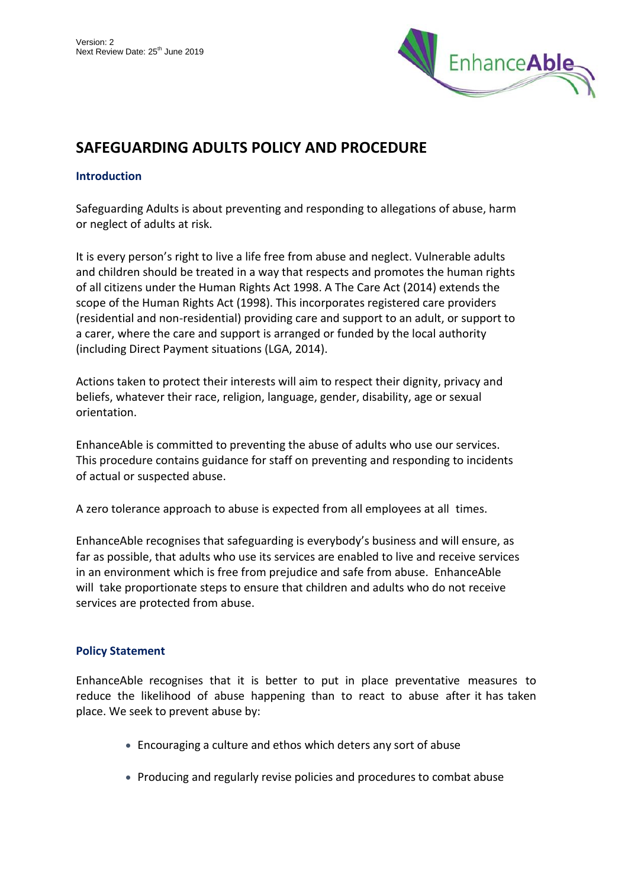Version: 2
Next Review Date: 25th June 2019

# SAFEGUARDING ADULTS POLICY AND PROCEDURE

## Introduction

Safeguarding Adults is about preventing and responding to allegations of abuse, harm or neglect of adults at risk.

It is every person's right to live a life free from abuse and neglect. Vulnerable adults and children should be treated in a way that respects and promotes the human rights of all citizens under the Human Rights Act 1998. A The Care Act (2014) extends the scope of the Human Rights Act (1998). This incorporates registered care providers (residential and non-residential) providing care and support to an adult, or support to a carer, where the care and support is arranged or funded by the local authority (including Direct Payment situations (LGA, 2014).

Actions taken to protect their interests will aim to respect their dignity, privacy and beliefs, whatever their race, religion, language, gender, disability, age or sexual orientation.

EnhanceAble is committed to preventing the abuse of adults who use our services. This procedure contains guidance for staff on preventing and responding to incidents of actual or suspected abuse.

A zero tolerance approach to abuse is expected from all employees at all times.

EnhanceAble recognises that safeguarding is everybody's business and will ensure, as far as possible, that adults who use its services are enabled to live and receive services in an environment which is free from prejudice and safe from abuse. EnhanceAble will take proportionate steps to ensure that children and adults who do not receive services are protected from abuse.

## Policy Statement

EnhanceAble recognises that it is better to put in place preventative measures to reduce the likelihood of abuse happening than to react to abuse after it has taken place. We seek to prevent abuse by:

- Encouraging a culture and ethos which deters any sort of abuse
- Producing and regularly revise policies and procedures to combat abuse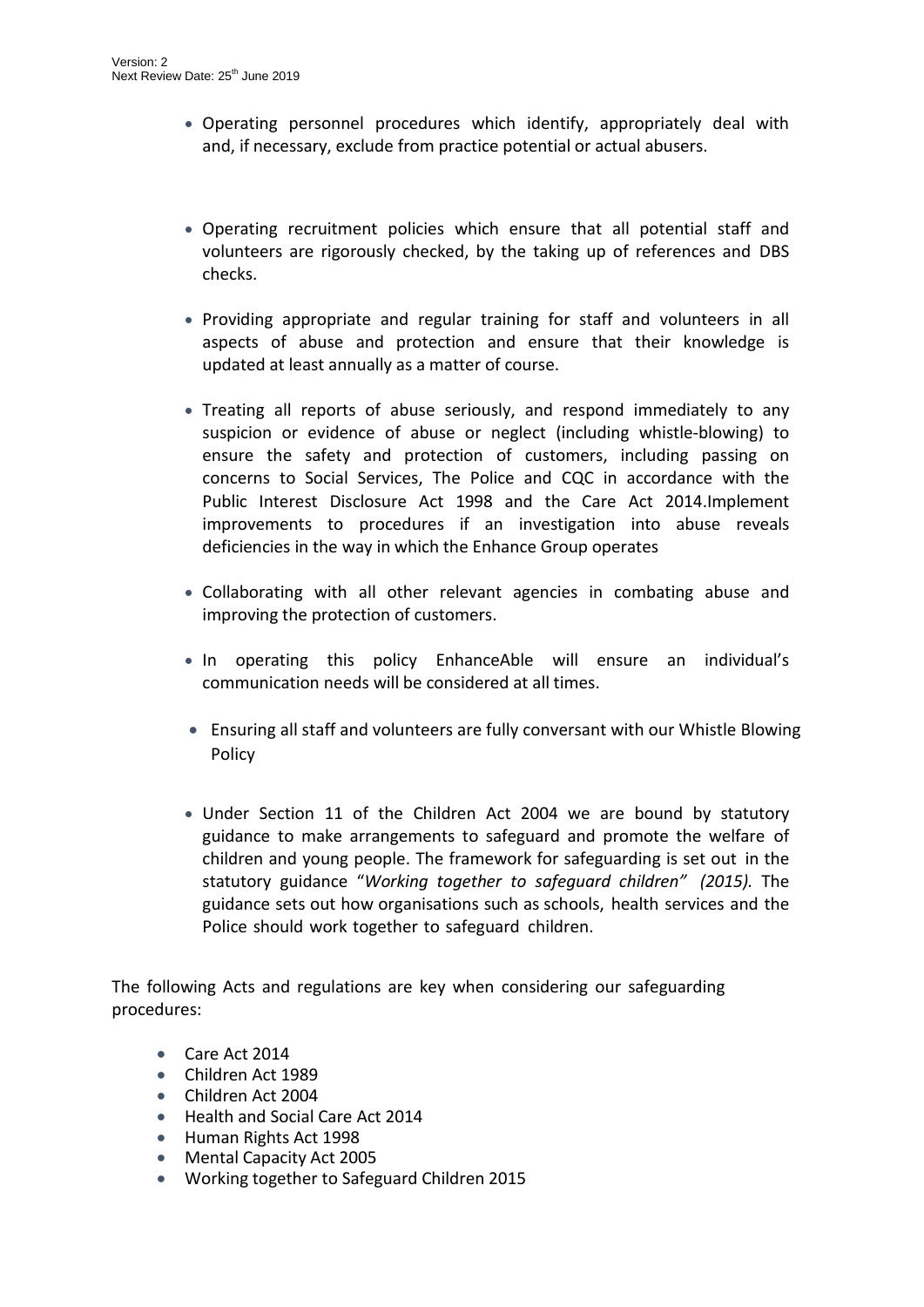- Operating personnel procedures which identify, appropriately deal with and, if necessary, exclude from practice potential or actual abusers.

- Operating recruitment policies which ensure that all potential staff and volunteers are rigorously checked, by the taking up of references and DBS checks.

- Providing appropriate and regular training for staff and volunteers in all aspects of abuse and protection and ensure that their knowledge is updated at least annually as a matter of course.

- Treating all reports of abuse seriously, and respond immediately to any suspicion or evidence of abuse or neglect (including whistle-blowing) to ensure the safety and protection of customers, including passing on concerns to Social Services, The Police and CQC in accordance with the Public Interest Disclosure Act 1998 and the Care Act 2014.Implement improvements to procedures if an investigation into abuse reveals deficiencies in the way in which the Enhance Group operates

- Collaborating with all other relevant agencies in combating abuse and improving the protection of customers.

- In operating this policy EnhanceAble will ensure an individual's communication needs will be considered at all times.

- Ensuring all staff and volunteers are fully conversant with our Whistle Blowing Policy

- Under Section 11 of the Children Act 2004 we are bound by statutory guidance to make arrangements to safeguard and promote the welfare of children and young people. The framework for safeguarding is set out in the statutory guidance "*Working together to safeguard children" (2015).* The guidance sets out how organisations such as schools, health services and the Police should work together to safeguard children.

The following Acts and regulations are key when considering our safeguarding procedures:

- Care Act 2014
- Children Act 1989
- Children Act 2004
- Health and Social Care Act 2014
- Human Rights Act 1998
- Mental Capacity Act 2005
- Working together to Safeguard Children 2015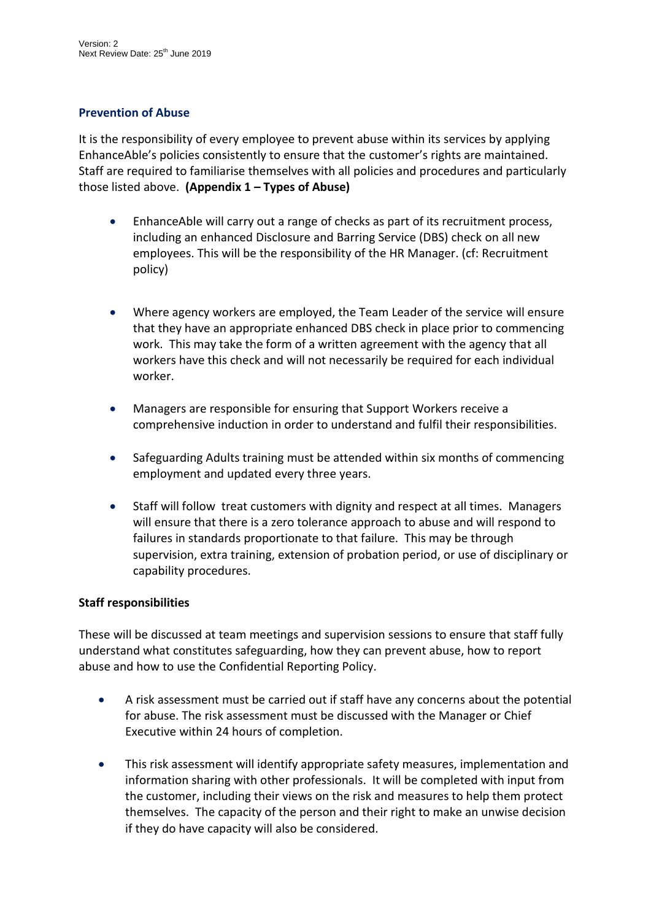## Prevention of Abuse

It is the responsibility of every employee to prevent abuse within its services by applying EnhanceAble's policies consistently to ensure that the customer's rights are maintained. Staff are required to familiarise themselves with all policies and procedures and particularly those listed above. **(Appendix 1 – Types of Abuse)**

- EnhanceAble will carry out a range of checks as part of its recruitment process, including an enhanced Disclosure and Barring Service (DBS) check on all new employees. This will be the responsibility of the HR Manager. (cf: Recruitment policy)

- Where agency workers are employed, the Team Leader of the service will ensure that they have an appropriate enhanced DBS check in place prior to commencing work. This may take the form of a written agreement with the agency that all workers have this check and will not necessarily be required for each individual worker.

- Managers are responsible for ensuring that Support Workers receive a comprehensive induction in order to understand and fulfil their responsibilities.

- Safeguarding Adults training must be attended within six months of commencing employment and updated every three years.

- Staff will follow treat customers with dignity and respect at all times. Managers will ensure that there is a zero tolerance approach to abuse and will respond to failures in standards proportionate to that failure. This may be through supervision, extra training, extension of probation period, or use of disciplinary or capability procedures.

**Staff responsibilities**

These will be discussed at team meetings and supervision sessions to ensure that staff fully understand what constitutes safeguarding, how they can prevent abuse, how to report abuse and how to use the Confidential Reporting Policy.

- A risk assessment must be carried out if staff have any concerns about the potential for abuse. The risk assessment must be discussed with the Manager or Chief Executive within 24 hours of completion.

- This risk assessment will identify appropriate safety measures, implementation and information sharing with other professionals. It will be completed with input from the customer, including their views on the risk and measures to help them protect themselves. The capacity of the person and their right to make an unwise decision if they do have capacity will also be considered.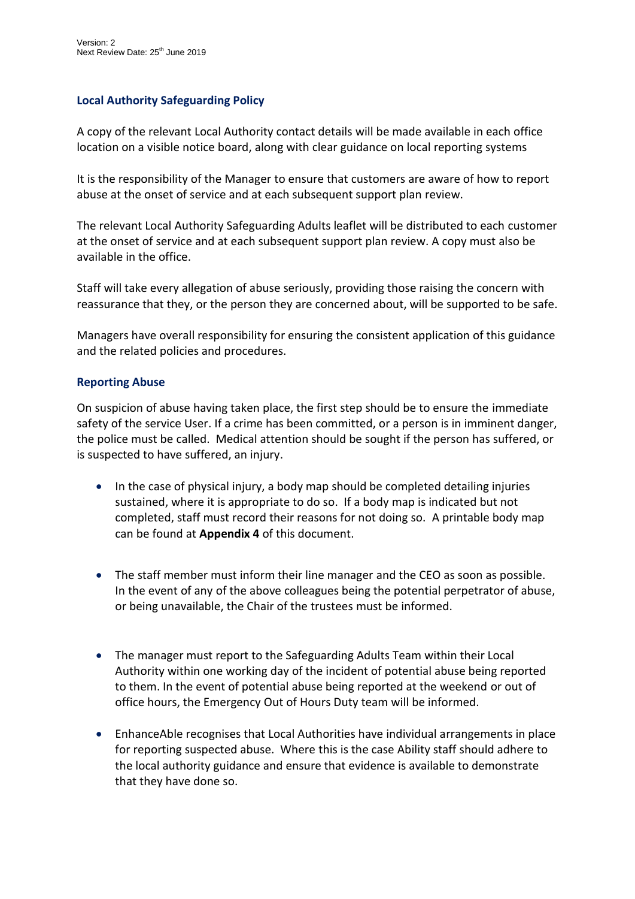## Local Authority Safeguarding Policy

A copy of the relevant Local Authority contact details will be made available in each office location on a visible notice board, along with clear guidance on local reporting systems

It is the responsibility of the Manager to ensure that customers are aware of how to report abuse at the onset of service and at each subsequent support plan review.

The relevant Local Authority Safeguarding Adults leaflet will be distributed to each customer at the onset of service and at each subsequent support plan review. A copy must also be available in the office.

Staff will take every allegation of abuse seriously, providing those raising the concern with reassurance that they, or the person they are concerned about, will be supported to be safe.

Managers have overall responsibility for ensuring the consistent application of this guidance and the related policies and procedures.

## Reporting Abuse

On suspicion of abuse having taken place, the first step should be to ensure the immediate safety of the service User. If a crime has been committed, or a person is in imminent danger, the police must be called. Medical attention should be sought if the person has suffered, or is suspected to have suffered, an injury.

- In the case of physical injury, a body map should be completed detailing injuries sustained, where it is appropriate to do so. If a body map is indicated but not completed, staff must record their reasons for not doing so. A printable body map can be found at **Appendix 4** of this document.

- The staff member must inform their line manager and the CEO as soon as possible. In the event of any of the above colleagues being the potential perpetrator of abuse, or being unavailable, the Chair of the trustees must be informed.

- The manager must report to the Safeguarding Adults Team within their Local Authority within one working day of the incident of potential abuse being reported to them. In the event of potential abuse being reported at the weekend or out of office hours, the Emergency Out of Hours Duty team will be informed.

- EnhanceAble recognises that Local Authorities have individual arrangements in place for reporting suspected abuse. Where this is the case Ability staff should adhere to the local authority guidance and ensure that evidence is available to demonstrate that they have done so.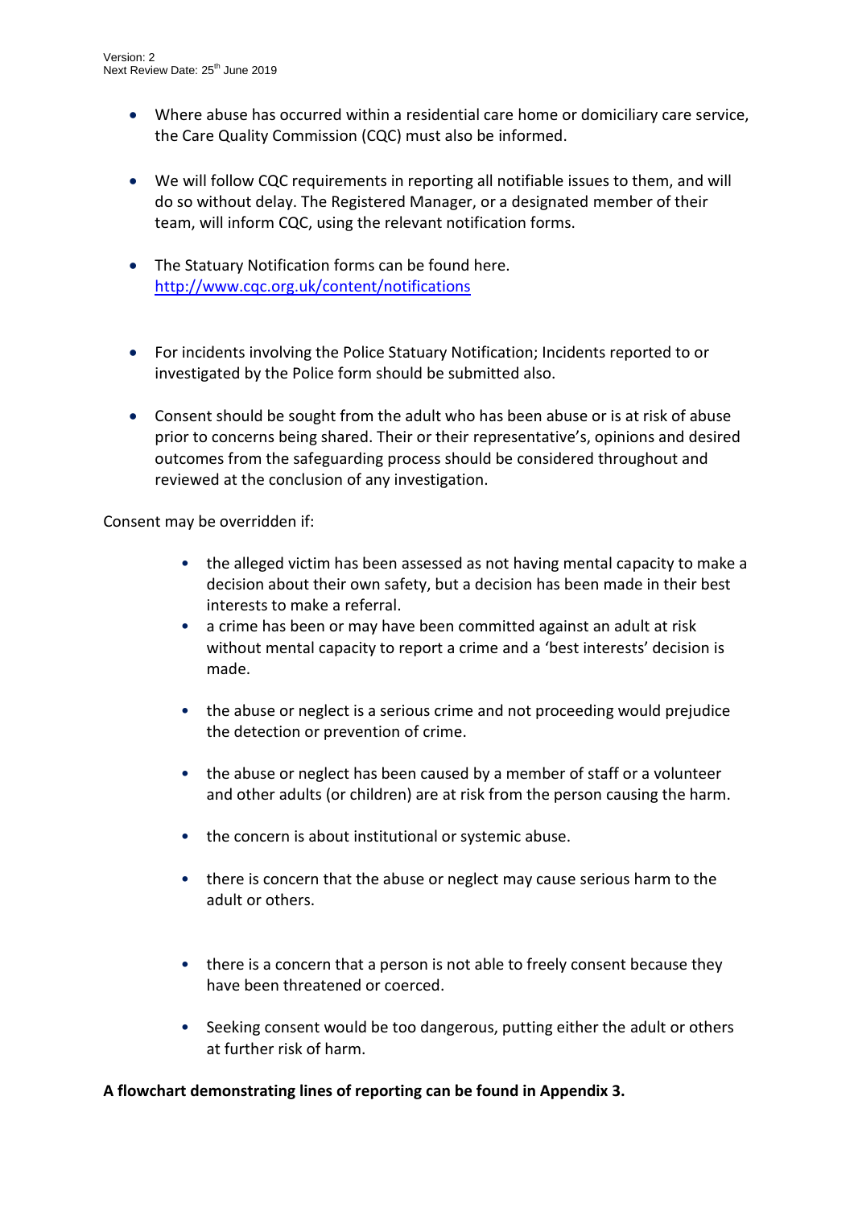- Where abuse has occurred within a residential care home or domiciliary care service, the Care Quality Commission (CQC) must also be informed.

- We will follow CQC requirements in reporting all notifiable issues to them, and will do so without delay. The Registered Manager, or a designated member of their team, will inform CQC, using the relevant notification forms.

- The Statuary Notification forms can be found here. [http://www.cqc.org.uk/content/notifications](http://www.cqc.org.uk/content/notifications)

- For incidents involving the Police Statuary Notification; Incidents reported to or investigated by the Police form should be submitted also.

- Consent should be sought from the adult who has been abuse or is at risk of abuse prior to concerns being shared. Their or their representative's, opinions and desired outcomes from the safeguarding process should be considered throughout and reviewed at the conclusion of any investigation.

Consent may be overridden if:

- the alleged victim has been assessed as not having mental capacity to make a decision about their own safety, but a decision has been made in their best interests to make a referral.
- a crime has been or may have been committed against an adult at risk without mental capacity to report a crime and a 'best interests' decision is made.
- the abuse or neglect is a serious crime and not proceeding would prejudice the detection or prevention of crime.
- the abuse or neglect has been caused by a member of staff or a volunteer and other adults (or children) are at risk from the person causing the harm.
- the concern is about institutional or systemic abuse.
- there is concern that the abuse or neglect may cause serious harm to the adult or others.
- there is a concern that a person is not able to freely consent because they have been threatened or coerced.
- Seeking consent would be too dangerous, putting either the adult or others at further risk of harm.

**A flowchart demonstrating lines of reporting can be found in Appendix 3.**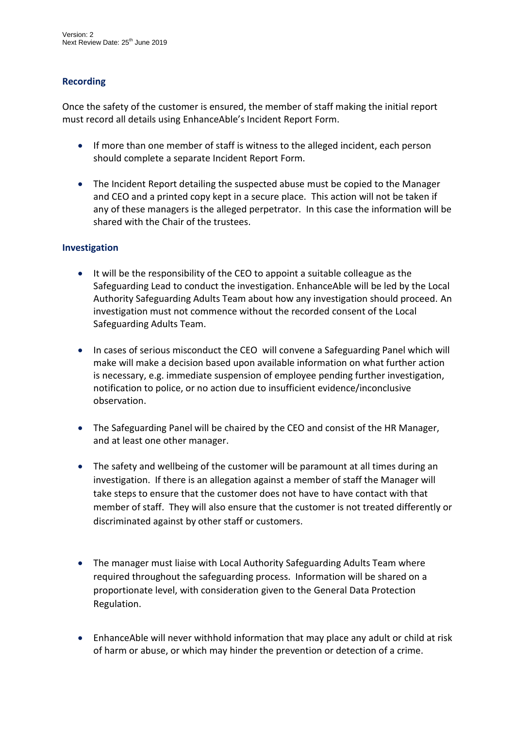### Recording

Once the safety of the customer is ensured, the member of staff making the initial report must record all details using EnhanceAble's Incident Report Form.

- If more than one member of staff is witness to the alleged incident, each person should complete a separate Incident Report Form.
- The Incident Report detailing the suspected abuse must be copied to the Manager and CEO and a printed copy kept in a secure place. This action will not be taken if any of these managers is the alleged perpetrator. In this case the information will be shared with the Chair of the trustees.

### Investigation

- It will be the responsibility of the CEO to appoint a suitable colleague as the Safeguarding Lead to conduct the investigation. EnhanceAble will be led by the Local Authority Safeguarding Adults Team about how any investigation should proceed. An investigation must not commence without the recorded consent of the Local Safeguarding Adults Team.
- In cases of serious misconduct the CEO will convene a Safeguarding Panel which will make will make a decision based upon available information on what further action is necessary, e.g. immediate suspension of employee pending further investigation, notification to police, or no action due to insufficient evidence/inconclusive observation.
- The Safeguarding Panel will be chaired by the CEO and consist of the HR Manager, and at least one other manager.
- The safety and wellbeing of the customer will be paramount at all times during an investigation. If there is an allegation against a member of staff the Manager will take steps to ensure that the customer does not have to have contact with that member of staff. They will also ensure that the customer is not treated differently or discriminated against by other staff or customers.
- The manager must liaise with Local Authority Safeguarding Adults Team where required throughout the safeguarding process. Information will be shared on a proportionate level, with consideration given to the General Data Protection Regulation.
- EnhanceAble will never withhold information that may place any adult or child at risk of harm or abuse, or which may hinder the prevention or detection of a crime.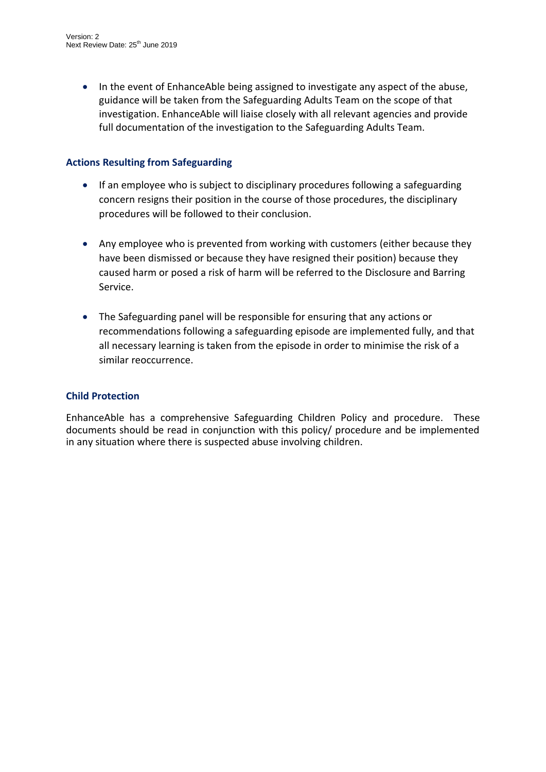- In the event of EnhanceAble being assigned to investigate any aspect of the abuse, guidance will be taken from the Safeguarding Adults Team on the scope of that investigation. EnhanceAble will liaise closely with all relevant agencies and provide full documentation of the investigation to the Safeguarding Adults Team.

### Actions Resulting from Safeguarding

- If an employee who is subject to disciplinary procedures following a safeguarding concern resigns their position in the course of those procedures, the disciplinary procedures will be followed to their conclusion.

- Any employee who is prevented from working with customers (either because they have been dismissed or because they have resigned their position) because they caused harm or posed a risk of harm will be referred to the Disclosure and Barring Service.

- The Safeguarding panel will be responsible for ensuring that any actions or recommendations following a safeguarding episode are implemented fully, and that all necessary learning is taken from the episode in order to minimise the risk of a similar reoccurrence.

### Child Protection

EnhanceAble has a comprehensive Safeguarding Children Policy and procedure. These documents should be read in conjunction with this policy/ procedure and be implemented in any situation where there is suspected abuse involving children.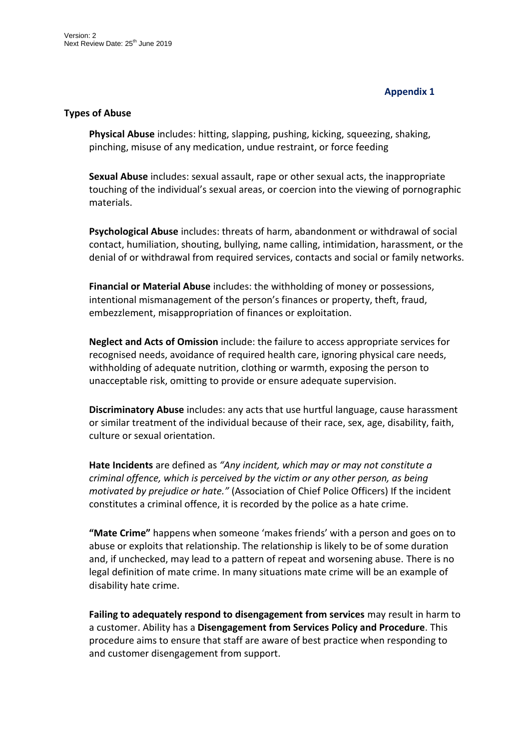**Appendix 1**

## Types of Abuse

**Physical Abuse** includes: hitting, slapping, pushing, kicking, squeezing, shaking, pinching, misuse of any medication, undue restraint, or force feeding

**Sexual Abuse** includes: sexual assault, rape or other sexual acts, the inappropriate touching of the individual's sexual areas, or coercion into the viewing of pornographic materials.

**Psychological Abuse** includes: threats of harm, abandonment or withdrawal of social contact, humiliation, shouting, bullying, name calling, intimidation, harassment, or the denial of or withdrawal from required services, contacts and social or family networks.

**Financial or Material Abuse** includes: the withholding of money or possessions, intentional mismanagement of the person's finances or property, theft, fraud, embezzlement, misappropriation of finances or exploitation.

**Neglect and Acts of Omission** include: the failure to access appropriate services for recognised needs, avoidance of required health care, ignoring physical care needs, withholding of adequate nutrition, clothing or warmth, exposing the person to unacceptable risk, omitting to provide or ensure adequate supervision.

**Discriminatory Abuse** includes: any acts that use hurtful language, cause harassment or similar treatment of the individual because of their race, sex, age, disability, faith, culture or sexual orientation.

**Hate Incidents** are defined as *"Any incident, which may or may not constitute a criminal offence, which is perceived by the victim or any other person, as being motivated by prejudice or hate."* (Association of Chief Police Officers) If the incident constitutes a criminal offence, it is recorded by the police as a hate crime.

**"Mate Crime"** happens when someone 'makes friends' with a person and goes on to abuse or exploits that relationship. The relationship is likely to be of some duration and, if unchecked, may lead to a pattern of repeat and worsening abuse. There is no legal definition of mate crime. In many situations mate crime will be an example of disability hate crime.

**Failing to adequately respond to disengagement from services** may result in harm to a customer. Ability has a **Disengagement from Services Policy and Procedure**. This procedure aims to ensure that staff are aware of best practice when responding to and customer disengagement from support.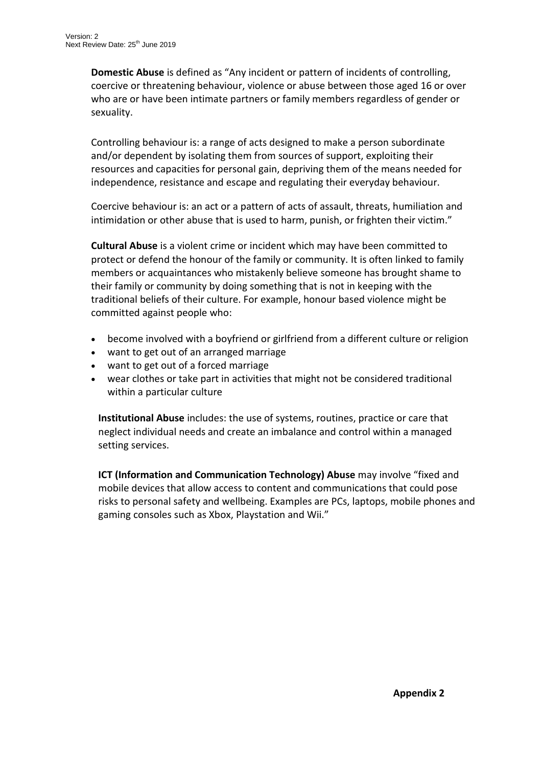**Domestic Abuse** is defined as "Any incident or pattern of incidents of controlling, coercive or threatening behaviour, violence or abuse between those aged 16 or over who are or have been intimate partners or family members regardless of gender or sexuality.

Controlling behaviour is: a range of acts designed to make a person subordinate and/or dependent by isolating them from sources of support, exploiting their resources and capacities for personal gain, depriving them of the means needed for independence, resistance and escape and regulating their everyday behaviour.

Coercive behaviour is: an act or a pattern of acts of assault, threats, humiliation and intimidation or other abuse that is used to harm, punish, or frighten their victim."

**Cultural Abuse** is a violent crime or incident which may have been committed to protect or defend the honour of the family or community. It is often linked to family members or acquaintances who mistakenly believe someone has brought shame to their family or community by doing something that is not in keeping with the traditional beliefs of their culture. For example, honour based violence might be committed against people who:

- become involved with a boyfriend or girlfriend from a different culture or religion
- want to get out of an arranged marriage
- want to get out of a forced marriage
- wear clothes or take part in activities that might not be considered traditional within a particular culture

**Institutional Abuse** includes: the use of systems, routines, practice or care that neglect individual needs and create an imbalance and control within a managed setting services.

**ICT (Information and Communication Technology) Abuse** may involve "fixed and mobile devices that allow access to content and communications that could pose risks to personal safety and wellbeing. Examples are PCs, laptops, mobile phones and gaming consoles such as Xbox, Playstation and Wii."

**Appendix 2**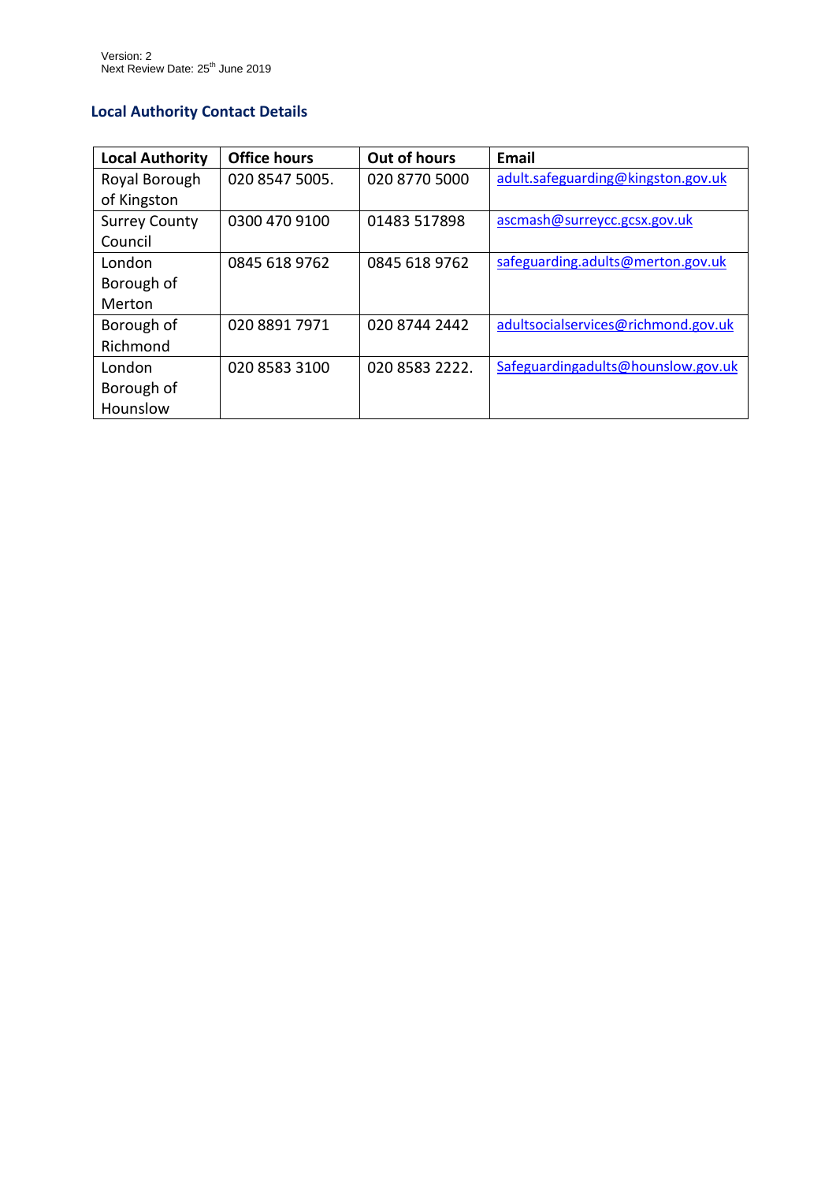## Local Authority Contact Details

| Local Authority | Office hours | Out of hours | Email |
|---|---|---|---|
| Royal Borough of Kingston | 020 8547 5005. | 020 8770 5000 | adult.safeguarding@kingston.gov.uk |
| Surrey County Council | 0300 470 9100 | 01483 517898 | ascmash@surreycc.gcsx.gov.uk |
| London Borough of Merton | 0845 618 9762 | 0845 618 9762 | safeguarding.adults@merton.gov.uk |
| Borough of Richmond | 020 8891 7971 | 020 8744 2442 | adultsocialservices@richmond.gov.uk |
| London Borough of Hounslow | 020 8583 3100 | 020 8583 2222. | Safeguardingadults@hounslow.gov.uk |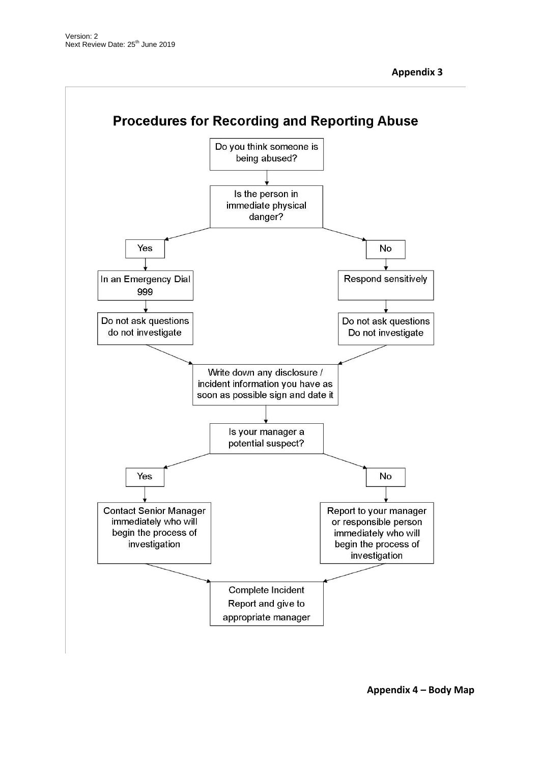**Appendix 3**

## Procedures for Recording and Reporting Abuse

Do you think someone is being abused?

↓

Is the person in immediate physical danger?

- **Yes**
  - In an Emergency Dial 999
  - Do not ask questions do not investigate
- **No**
  - Respond sensitively
  - Do not ask questions Do not investigate

↓

Write down any disclosure / incident information you have as soon as possible sign and date it

↓

Is your manager a potential suspect?

- **Yes**
  - Contact Senior Manager immediately who will begin the process of investigation
- **No**
  - Report to your manager or responsible person immediately who will begin the process of investigation

↓

Complete Incident Report and give to appropriate manager

**Appendix 4 – Body Map**